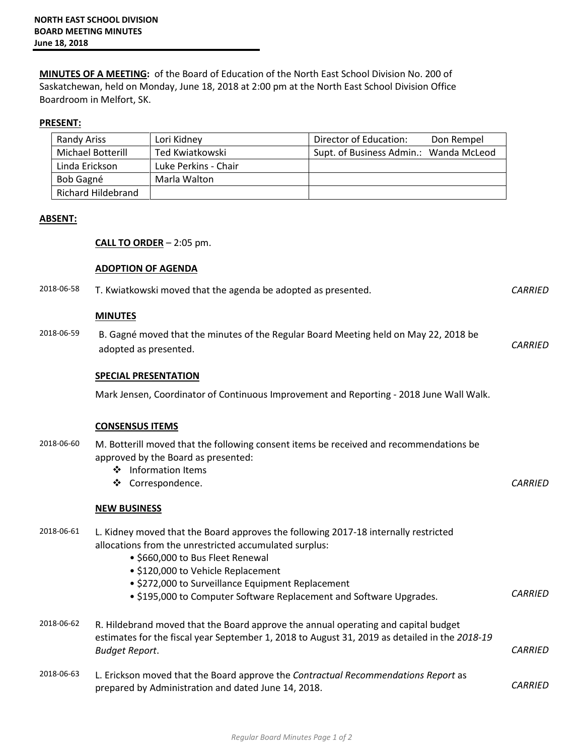**NORTH EAST SCHOOL DIVISION**
**BOARD MEETING MINUTES**
**June 18, 2018**

**MINUTES OF A MEETING:** of the Board of Education of the North East School Division No. 200 of Saskatchewan, held on Monday, June 18, 2018 at 2:00 pm at the North East School Division Office Boardroom in Melfort, SK.

**PRESENT:**

| | | |
|---|---|---|
| Randy Ariss | Lori Kidney | Director of Education: Don Rempel |
| Michael Botterill | Ted Kwiatkowski | Supt. of Business Admin.: Wanda McLeod |
| Linda Erickson | Luke Perkins - Chair | |
| Bob Gagné | Marla Walton | |
| Richard Hildebrand | | |

**ABSENT:**

**CALL TO ORDER** – 2:05 pm.

**ADOPTION OF AGENDA**

2018-06-58 T. Kwiatkowski moved that the agenda be adopted as presented. *CARRIED*

**MINUTES**

2018-06-59 B. Gagné moved that the minutes of the Regular Board Meeting held on May 22, 2018 be adopted as presented. *CARRIED*

**SPECIAL PRESENTATION**

Mark Jensen, Coordinator of Continuous Improvement and Reporting - 2018 June Wall Walk.

**CONSENSUS ITEMS**

2018-06-60 M. Botterill moved that the following consent items be received and recommendations be approved by the Board as presented:

- Information Items
- Correspondence.

*CARRIED*

**NEW BUSINESS**

2018-06-61 L. Kidney moved that the Board approves the following 2017-18 internally restricted allocations from the unrestricted accumulated surplus:

- $660,000 to Bus Fleet Renewal
- $120,000 to Vehicle Replacement
- $272,000 to Surveillance Equipment Replacement
- $195,000 to Computer Software Replacement and Software Upgrades.

*CARRIED*

2018-06-62 R. Hildebrand moved that the Board approve the annual operating and capital budget estimates for the fiscal year September 1, 2018 to August 31, 2019 as detailed in the *2018-19 Budget Report*. *CARRIED*

2018-06-63 L. Erickson moved that the Board approve the *Contractual Recommendations Report* as prepared by Administration and dated June 14, 2018. *CARRIED*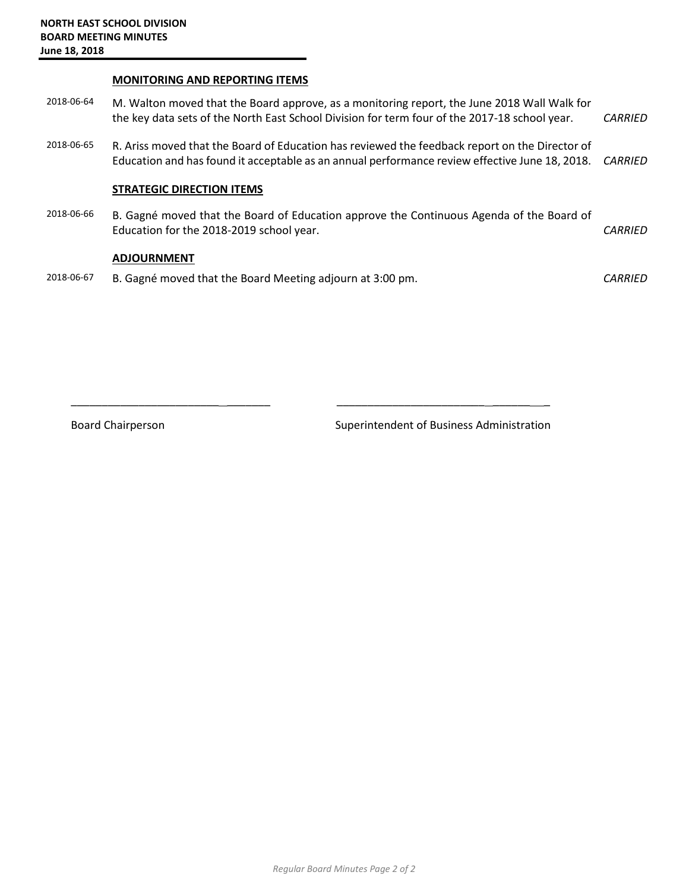## MONITORING AND REPORTING ITEMS

| | | |
|---|---|---|
| 2018-06-64 | M. Walton moved that the Board approve, as a monitoring report, the June 2018 Wall Walk for the key data sets of the North East School Division for term four of the 2017-18 school year. | *CARRIED* |
| 2018-06-65 | R. Ariss moved that the Board of Education has reviewed the feedback report on the Director of Education and has found it acceptable as an annual performance review effective June 18, 2018. | *CARRIED* |

## STRATEGIC DIRECTION ITEMS

| | | |
|---|---|---|
| 2018-06-66 | B. Gagné moved that the Board of Education approve the Continuous Agenda of the Board of Education for the 2018-2019 school year. | *CARRIED* |

## ADJOURNMENT

| | | |
|---|---|---|
| 2018-06-67 | B. Gagné moved that the Board Meeting adjourn at 3:00 pm. | *CARRIED* |

\_\_\_\_\_\_\_\_\_\_\_\_\_\_\_\_\_\_\_\_\_\_\_\_\_\_\_\_\_\_\_\_
Board Chairperson

\_\_\_\_\_\_\_\_\_\_\_\_\_\_\_\_\_\_\_\_\_\_\_\_\_\_\_\_\_\_\_\_
Superintendent of Business Administration